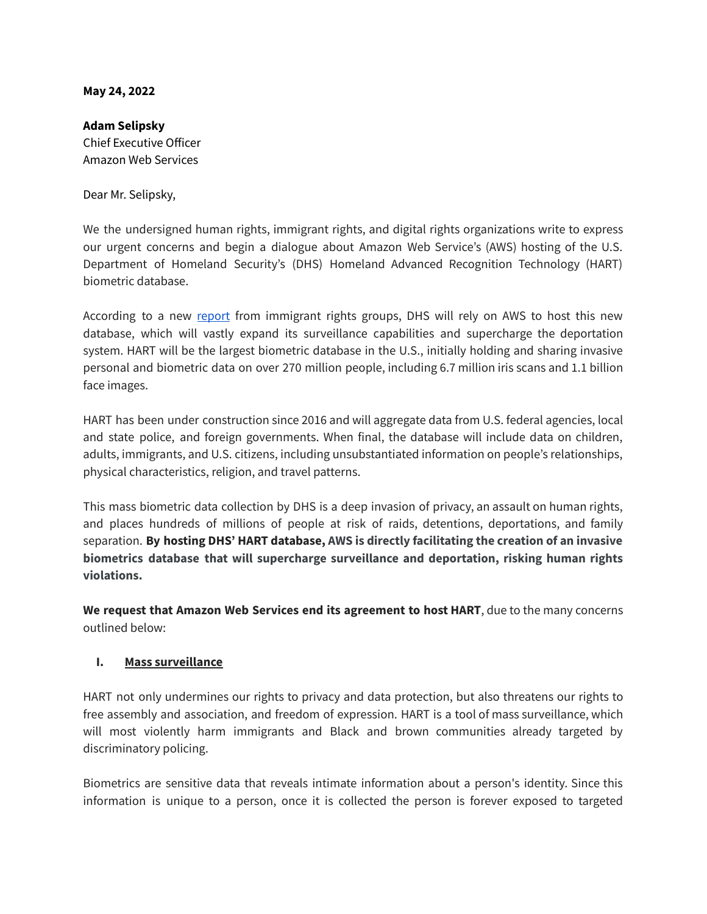**May 24, 2022**

**Adam Selipsky**
Chief Executive Officer
Amazon Web Services

Dear Mr. Selipsky,

We the undersigned human rights, immigrant rights, and digital rights organizations write to express our urgent concerns and begin a dialogue about Amazon Web Service's (AWS) hosting of the U.S. Department of Homeland Security's (DHS) Homeland Advanced Recognition Technology (HART) biometric database.

According to a new [report](report) from immigrant rights groups, DHS will rely on AWS to host this new database, which will vastly expand its surveillance capabilities and supercharge the deportation system. HART will be the largest biometric database in the U.S., initially holding and sharing invasive personal and biometric data on over 270 million people, including 6.7 million iris scans and 1.1 billion face images.

HART has been under construction since 2016 and will aggregate data from U.S. federal agencies, local and state police, and foreign governments. When final, the database will include data on children, adults, immigrants, and U.S. citizens, including unsubstantiated information on people's relationships, physical characteristics, religion, and travel patterns.

This mass biometric data collection by DHS is a deep invasion of privacy, an assault on human rights, and places hundreds of millions of people at risk of raids, detentions, deportations, and family separation. **By hosting DHS' HART database, AWS is directly facilitating the creation of an invasive biometrics database that will supercharge surveillance and deportation, risking human rights violations.**

**We request that Amazon Web Services end its agreement to host HART**, due to the many concerns outlined below:

## I. Mass surveillance

HART not only undermines our rights to privacy and data protection, but also threatens our rights to free assembly and association, and freedom of expression. HART is a tool of mass surveillance, which will most violently harm immigrants and Black and brown communities already targeted by discriminatory policing.

Biometrics are sensitive data that reveals intimate information about a person's identity. Since this information is unique to a person, once it is collected the person is forever exposed to targeted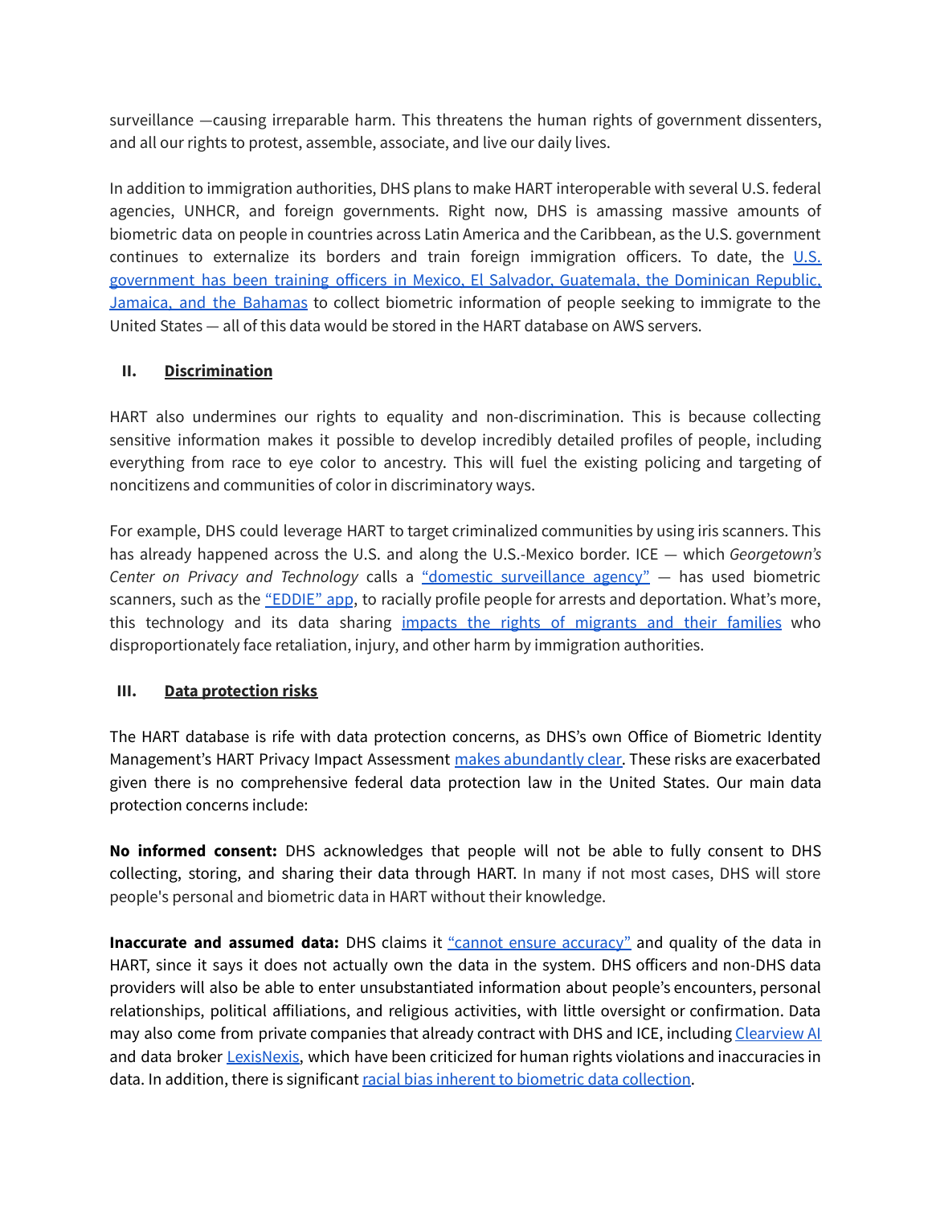surveillance —causing irreparable harm. This threatens the human rights of government dissenters, and all our rights to protest, assemble, associate, and live our daily lives.

In addition to immigration authorities, DHS plans to make HART interoperable with several U.S. federal agencies, UNHCR, and foreign governments. Right now, DHS is amassing massive amounts of biometric data on people in countries across Latin America and the Caribbean, as the U.S. government continues to externalize its borders and train foreign immigration officers. To date, the U.S. government has been training officers in Mexico, El Salvador, Guatemala, the Dominican Republic, Jamaica, and the Bahamas to collect biometric information of people seeking to immigrate to the United States — all of this data would be stored in the HART database on AWS servers.

## II. Discrimination

HART also undermines our rights to equality and non-discrimination. This is because collecting sensitive information makes it possible to develop incredibly detailed profiles of people, including everything from race to eye color to ancestry. This will fuel the existing policing and targeting of noncitizens and communities of color in discriminatory ways.

For example, DHS could leverage HART to target criminalized communities by using iris scanners. This has already happened across the U.S. and along the U.S.-Mexico border. ICE — which *Georgetown's Center on Privacy and Technology* calls a "domestic surveillance agency" — has used biometric scanners, such as the "EDDIE" app, to racially profile people for arrests and deportation. What's more, this technology and its data sharing impacts the rights of migrants and their families who disproportionately face retaliation, injury, and other harm by immigration authorities.

## III. Data protection risks

The HART database is rife with data protection concerns, as DHS's own Office of Biometric Identity Management's HART Privacy Impact Assessment makes abundantly clear. These risks are exacerbated given there is no comprehensive federal data protection law in the United States. Our main data protection concerns include:

**No informed consent:** DHS acknowledges that people will not be able to fully consent to DHS collecting, storing, and sharing their data through HART. In many if not most cases, DHS will store people's personal and biometric data in HART without their knowledge.

**Inaccurate and assumed data:** DHS claims it "cannot ensure accuracy" and quality of the data in HART, since it says it does not actually own the data in the system. DHS officers and non-DHS data providers will also be able to enter unsubstantiated information about people's encounters, personal relationships, political affiliations, and religious activities, with little oversight or confirmation. Data may also come from private companies that already contract with DHS and ICE, including Clearview AI and data broker LexisNexis, which have been criticized for human rights violations and inaccuracies in data. In addition, there is significant racial bias inherent to biometric data collection.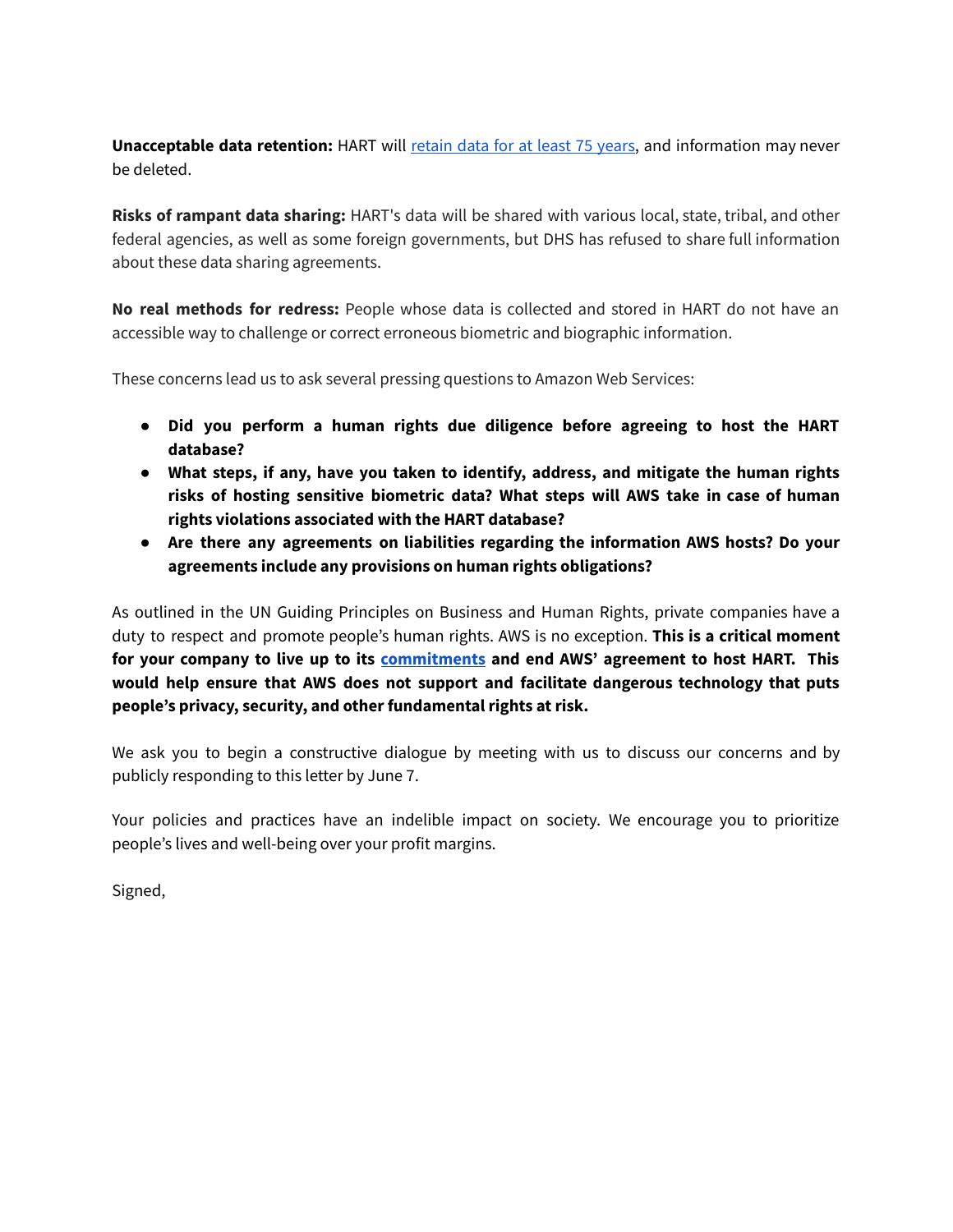**Unacceptable data retention:** HART will retain data for at least 75 years, and information may never be deleted.

**Risks of rampant data sharing:** HART's data will be shared with various local, state, tribal, and other federal agencies, as well as some foreign governments, but DHS has refused to share full information about these data sharing agreements.

**No real methods for redress:** People whose data is collected and stored in HART do not have an accessible way to challenge or correct erroneous biometric and biographic information.

These concerns lead us to ask several pressing questions to Amazon Web Services:

- **Did you perform a human rights due diligence before agreeing to host the HART database?**
- **What steps, if any, have you taken to identify, address, and mitigate the human rights risks of hosting sensitive biometric data? What steps will AWS take in case of human rights violations associated with the HART database?**
- **Are there any agreements on liabilities regarding the information AWS hosts? Do your agreements include any provisions on human rights obligations?**

As outlined in the UN Guiding Principles on Business and Human Rights, private companies have a duty to respect and promote people's human rights. AWS is no exception. **This is a critical moment for your company to live up to its commitments and end AWS' agreement to host HART. This would help ensure that AWS does not support and facilitate dangerous technology that puts people's privacy, security, and other fundamental rights at risk.**

We ask you to begin a constructive dialogue by meeting with us to discuss our concerns and by publicly responding to this letter by June 7.

Your policies and practices have an indelible impact on society. We encourage you to prioritize people's lives and well-being over your profit margins.

Signed,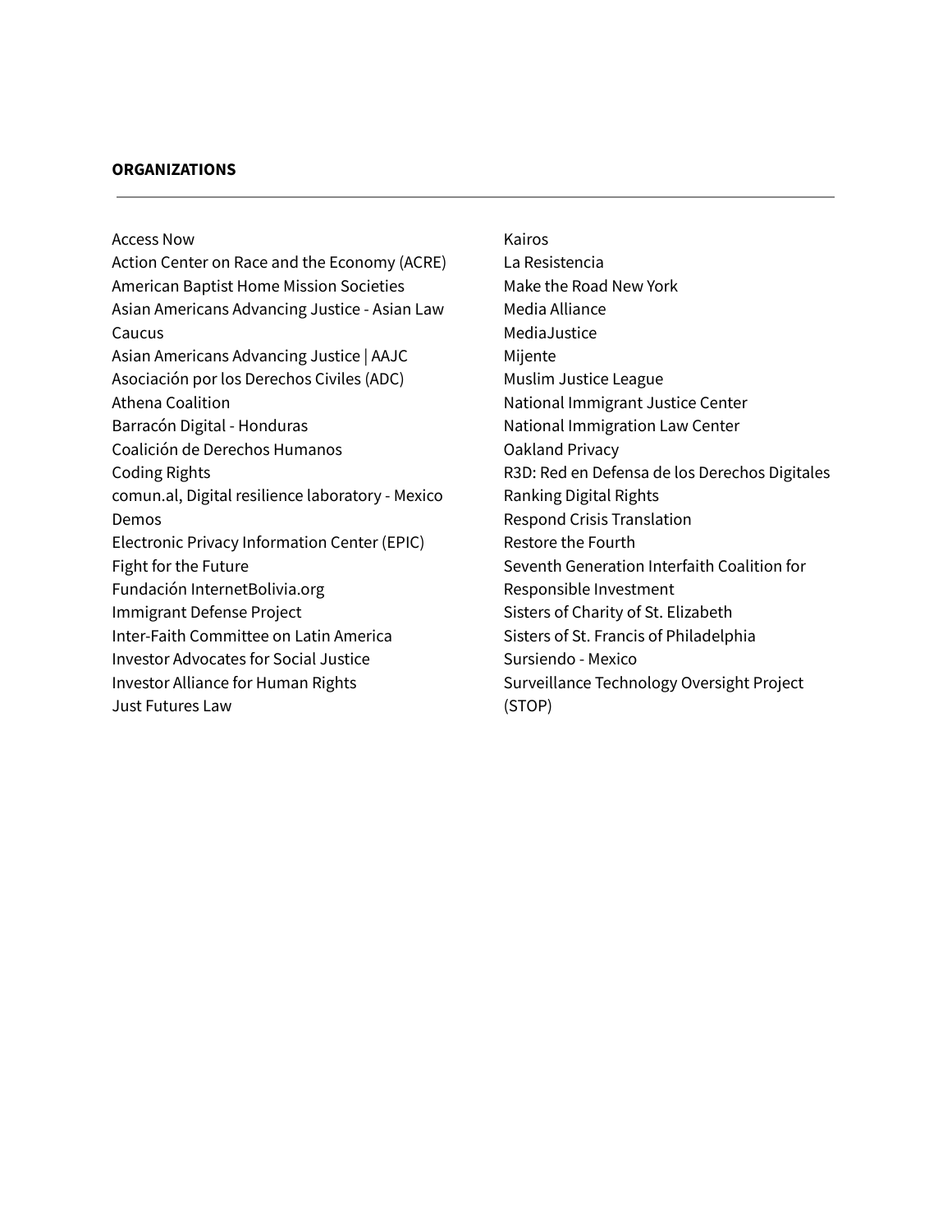**ORGANIZATIONS**

---

Access Now
Action Center on Race and the Economy (ACRE)
American Baptist Home Mission Societies
Asian Americans Advancing Justice - Asian Law Caucus
Asian Americans Advancing Justice | AAJC
Asociación por los Derechos Civiles (ADC)
Athena Coalition
Barracón Digital - Honduras
Coalición de Derechos Humanos
Coding Rights
comun.al, Digital resilience laboratory - Mexico
Demos
Electronic Privacy Information Center (EPIC)
Fight for the Future
Fundación InternetBolivia.org
Immigrant Defense Project
Inter-Faith Committee on Latin America
Investor Advocates for Social Justice
Investor Alliance for Human Rights
Just Futures Law
Kairos
La Resistencia
Make the Road New York
Media Alliance
MediaJustice
Mijente
Muslim Justice League
National Immigrant Justice Center
National Immigration Law Center
Oakland Privacy
R3D: Red en Defensa de los Derechos Digitales
Ranking Digital Rights
Respond Crisis Translation
Restore the Fourth
Seventh Generation Interfaith Coalition for Responsible Investment
Sisters of Charity of St. Elizabeth
Sisters of St. Francis of Philadelphia
Sursiendo - Mexico
Surveillance Technology Oversight Project (STOP)